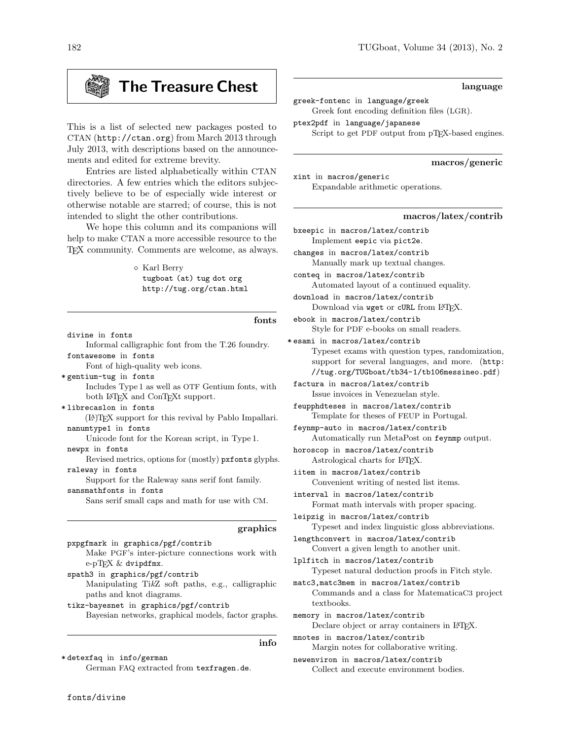# The Treasure Chest

This is a list of selected new packages posted to CTAN (http://ctan.org) from March 2013 through July 2013, with descriptions based on the announcements and edited for extreme brevity.

Entries are listed alphabetically within CTAN directories. A few entries which the editors subjectively believe to be of especially wide interest or otherwise notable are starred; of course, this is not intended to slight the other contributions.

We hope this column and its companions will help to make CTAN a more accessible resource to the TeX community. Comments are welcome, as always.

◇ Karl Berry
tugboat (at) tug dot org
http://tug.org/ctan.html

## fonts

`divine` in `fonts`
: Informal calligraphic font from the T.26 foundry.

`fontawesome` in `fonts`
: Font of high-quality web icons.

* `gentium-tug` in `fonts`
: Includes Type 1 as well as OTF Gentium fonts, with both LaTeX and ConTeXt support.

* `librecaslon` in `fonts`
: (La)TeX support for this revival by Pablo Impallari.

`nanumtype1` in `fonts`
: Unicode font for the Korean script, in Type 1.

`newpx` in `fonts`
: Revised metrics, options for (mostly) `pxfonts` glyphs.

`raleway` in `fonts`
: Support for the Raleway sans serif font family.

`sansmathfonts` in `fonts`
: Sans serif small caps and math for use with CM.

## graphics

`pxpgfmark` in `graphics/pgf/contrib`
: Make PGF's inter-picture connections work with e-pTeX & `dvipdfmx`.

`spath3` in `graphics/pgf/contrib`
: Manipulating TikZ soft paths, e.g., calligraphic paths and knot diagrams.

`tikz-bayesnet` in `graphics/pgf/contrib`
: Bayesian networks, graphical models, factor graphs.

## info

* `detexfaq` in `info/german`
: German FAQ extracted from `texfragen.de`.

## language

`greek-fontenc` in `language/greek`
: Greek font encoding definition files (LGR).

`ptex2pdf` in `language/japanese`
: Script to get PDF output from pTeX-based engines.

## macros/generic

`xint` in `macros/generic`
: Expandable arithmetic operations.

## macros/latex/contrib

`bxeepic` in `macros/latex/contrib`
: Implement `eepic` via `pict2e`.

`changes` in `macros/latex/contrib`
: Manually mark up textual changes.

`conteq` in `macros/latex/contrib`
: Automated layout of a continued equality.

`download` in `macros/latex/contrib`
: Download via `wget` or `cURL` from LaTeX.

`ebook` in `macros/latex/contrib`
: Style for PDF e-books on small readers.

* `esami` in `macros/latex/contrib`
: Typeset exams with question types, randomization, support for several languages, and more. (http://tug.org/TUGboat/tb34-1/tb106messineo.pdf)

`factura` in `macros/latex/contrib`
: Issue invoices in Venezuelan style.

`feupphdteses` in `macros/latex/contrib`
: Template for theses of FEUP in Portugal.

`feynmp-auto` in `macros/latex/contrib`
: Automatically run MetaPost on `feynmp` output.

`horoscop` in `macros/latex/contrib`
: Astrological charts for LaTeX.

`iitem` in `macros/latex/contrib`
: Convenient writing of nested list items.

`interval` in `macros/latex/contrib`
: Format math intervals with proper spacing.

`leipzig` in `macros/latex/contrib`
: Typeset and index linguistic gloss abbreviations.

`lengthconvert` in `macros/latex/contrib`
: Convert a given length to another unit.

`lplfitch` in `macros/latex/contrib`
: Typeset natural deduction proofs in Fitch style.

`matc3,matc3mem` in `macros/latex/contrib`
: Commands and a class for MatematicaC3 project textbooks.

`memory` in `macros/latex/contrib`
: Declare object or array containers in LaTeX.

`mnotes` in `macros/latex/contrib`
: Margin notes for collaborative writing.

`newenviron` in `macros/latex/contrib`
: Collect and execute environment bodies.

fonts/divine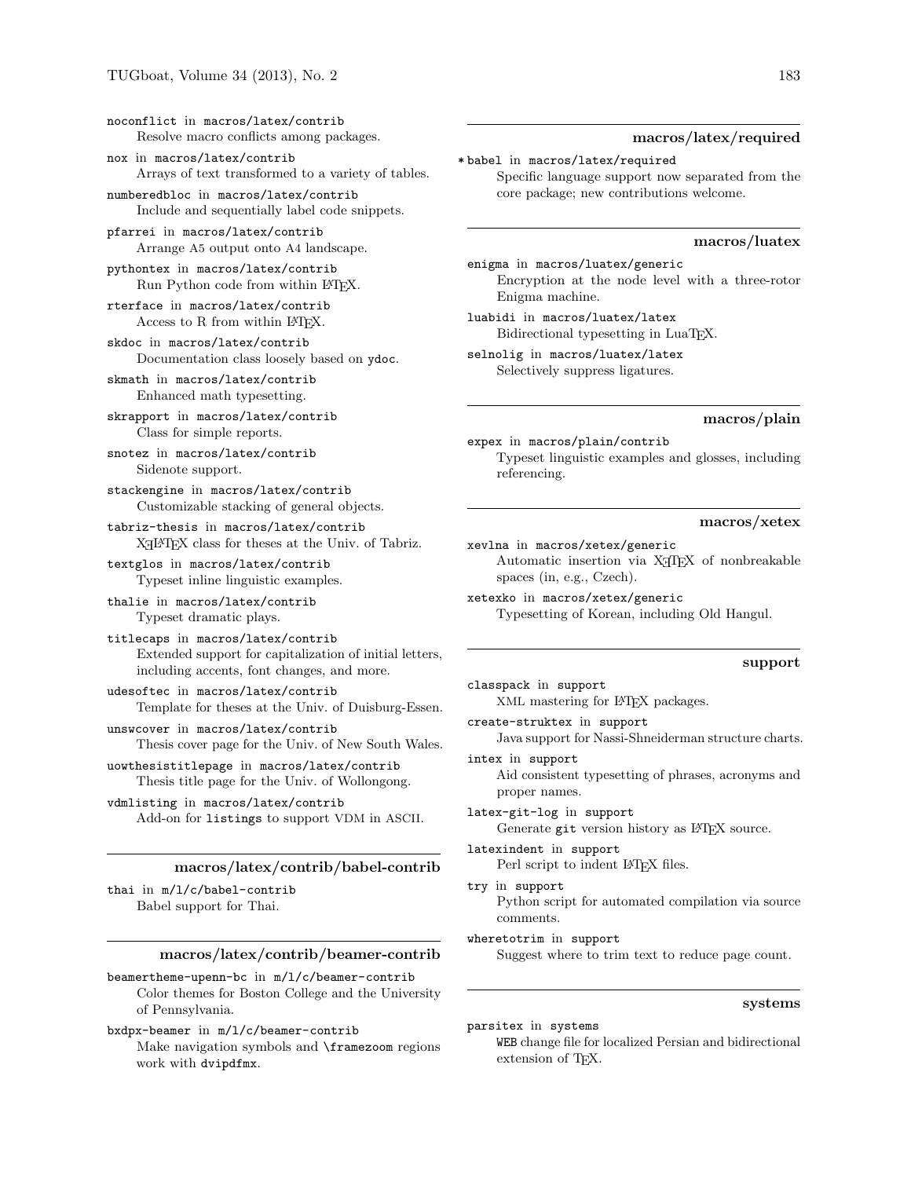noconflict in macros/latex/contrib
Resolve macro conflicts among packages.

nox in macros/latex/contrib
Arrays of text transformed to a variety of tables.

numberedbloc in macros/latex/contrib
Include and sequentially label code snippets.

pfarrei in macros/latex/contrib
Arrange A5 output onto A4 landscape.

pythontex in macros/latex/contrib
Run Python code from within LaTeX.

rterface in macros/latex/contrib
Access to R from within LaTeX.

skdoc in macros/latex/contrib
Documentation class loosely based on ydoc.

skmath in macros/latex/contrib
Enhanced math typesetting.

skrapport in macros/latex/contrib
Class for simple reports.

snotez in macros/latex/contrib
Sidenote support.

stackengine in macros/latex/contrib
Customizable stacking of general objects.

tabriz-thesis in macros/latex/contrib
XeLaTeX class for theses at the Univ. of Tabriz.

textglos in macros/latex/contrib
Typeset inline linguistic examples.

thalie in macros/latex/contrib
Typeset dramatic plays.

titlecaps in macros/latex/contrib
Extended support for capitalization of initial letters, including accents, font changes, and more.

udesoftec in macros/latex/contrib
Template for theses at the Univ. of Duisburg-Essen.

unswcover in macros/latex/contrib
Thesis cover page for the Univ. of New South Wales.

uowthesistitlepage in macros/latex/contrib
Thesis title page for the Univ. of Wollongong.

vdmlisting in macros/latex/contrib
Add-on for listings to support VDM in ASCII.

### macros/latex/contrib/babel-contrib

thai in m/l/c/babel-contrib
Babel support for Thai.

### macros/latex/contrib/beamer-contrib

beamertheme-upenn-bc in m/l/c/beamer-contrib
Color themes for Boston College and the University of Pennsylvania.

bxdpx-beamer in m/l/c/beamer-contrib
Make navigation symbols and \framezoom regions work with dvipdfmx.

### macros/latex/required

* babel in macros/latex/required
Specific language support now separated from the core package; new contributions welcome.

### macros/luatex

enigma in macros/luatex/generic
Encryption at the node level with a three-rotor Enigma machine.

luabidi in macros/luatex/latex
Bidirectional typesetting in LuaTeX.

selnolig in macros/luatex/latex
Selectively suppress ligatures.

### macros/plain

expex in macros/plain/contrib
Typeset linguistic examples and glosses, including referencing.

### macros/xetex

xevlna in macros/xetex/generic
Automatic insertion via XeTeX of nonbreakable spaces (in, e.g., Czech).

xetexko in macros/xetex/generic
Typesetting of Korean, including Old Hangul.

### support

classpack in support
XML mastering for LaTeX packages.

create-struktex in support
Java support for Nassi-Shneiderman structure charts.

intex in support
Aid consistent typesetting of phrases, acronyms and proper names.

latex-git-log in support
Generate git version history as LaTeX source.

latexindent in support
Perl script to indent LaTeX files.

try in support
Python script for automated compilation via source comments.

wheretotrim in support
Suggest where to trim text to reduce page count.

### systems

parsitex in systems
WEB change file for localized Persian and bidirectional extension of TeX.